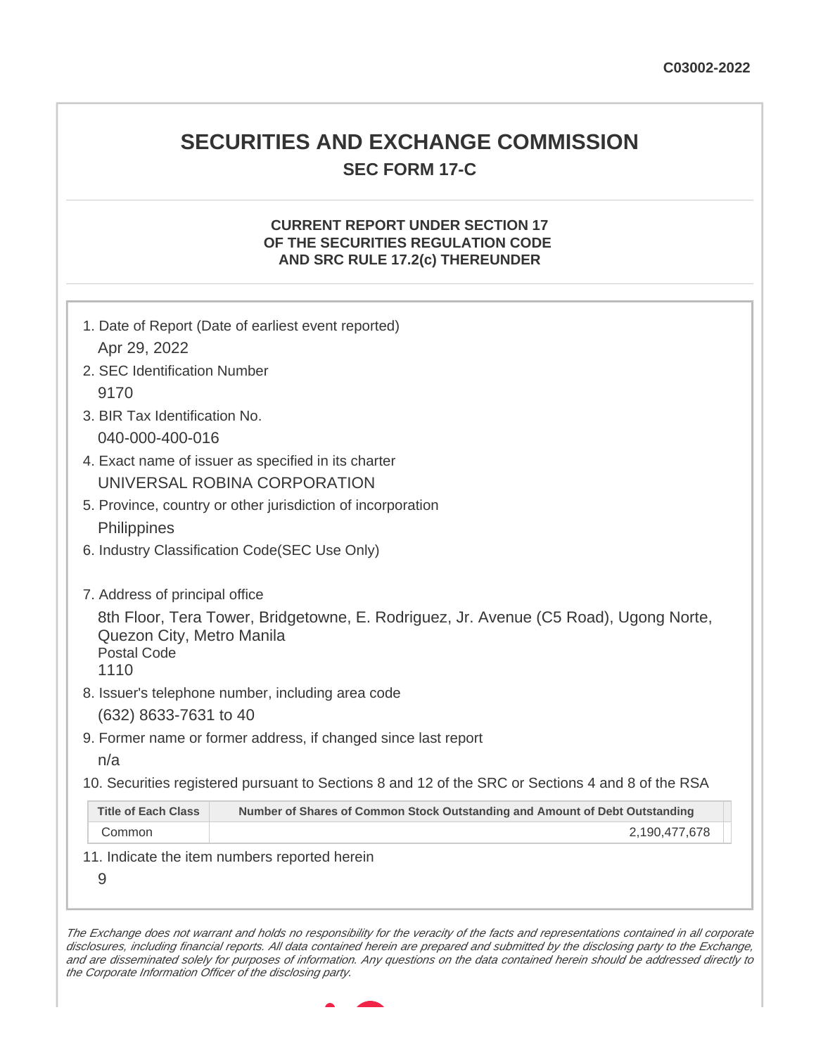C03002-2022

# SECURITIES AND EXCHANGE COMMISSION

## SEC FORM 17-C

### CURRENT REPORT UNDER SECTION 17 OF THE SECURITIES REGULATION CODE AND SRC RULE 17.2(c) THEREUNDER

1. Date of Report (Date of earliest event reported)

   Apr 29, 2022

2. SEC Identification Number

   9170

3. BIR Tax Identification No.

   040-000-400-016

4. Exact name of issuer as specified in its charter

   UNIVERSAL ROBINA CORPORATION

5. Province, country or other jurisdiction of incorporation

   Philippines

6. Industry Classification Code(SEC Use Only)

7. Address of principal office

   8th Floor, Tera Tower, Bridgetowne, E. Rodriguez, Jr. Avenue (C5 Road), Ugong Norte, Quezon City, Metro Manila
   Postal Code
   1110

8. Issuer's telephone number, including area code

   (632) 8633-7631 to 40

9. Former name or former address, if changed since last report

   n/a

10. Securities registered pursuant to Sections 8 and 12 of the SRC or Sections 4 and 8 of the RSA

| Title of Each Class | Number of Shares of Common Stock Outstanding and Amount of Debt Outstanding |
|---|---|
| Common | 2,190,477,678 |

11. Indicate the item numbers reported herein

    9

*The Exchange does not warrant and holds no responsibility for the veracity of the facts and representations contained in all corporate disclosures, including financial reports. All data contained herein are prepared and submitted by the disclosing party to the Exchange, and are disseminated solely for purposes of information. Any questions on the data contained herein should be addressed directly to the Corporate Information Officer of the disclosing party.*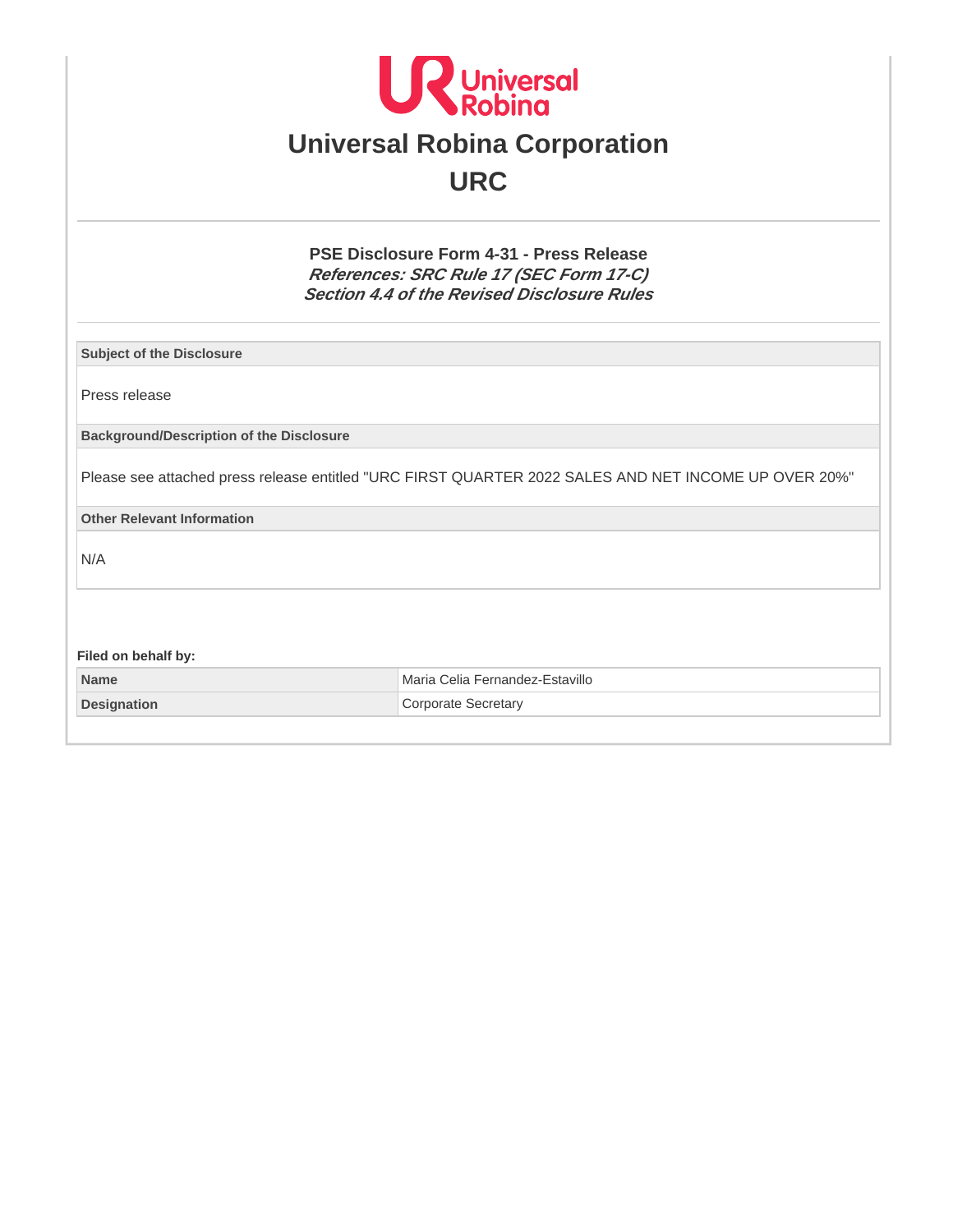# Universal Robina Corporation

## URC

### PSE Disclosure Form 4-31 - Press Release

***References: SRC Rule 17 (SEC Form 17-C)***
***Section 4.4 of the Revised Disclosure Rules***

| Subject of the Disclosure |
|---|
| Press release |
| **Background/Description of the Disclosure** |
| Please see attached press release entitled "URC FIRST QUARTER 2022 SALES AND NET INCOME UP OVER 20%" |
| **Other Relevant Information** |
| N/A |

**Filed on behalf by:**

| | |
|---|---|
| **Name** | Maria Celia Fernandez-Estavillo |
| **Designation** | Corporate Secretary |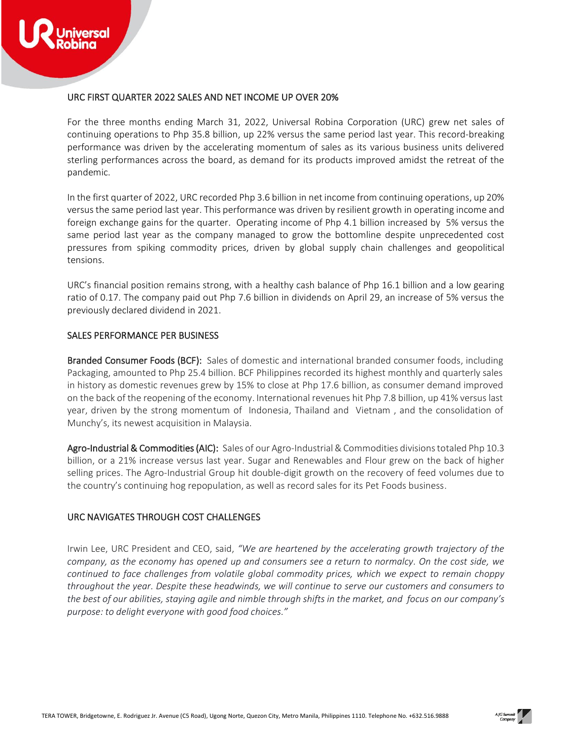## URC FIRST QUARTER 2022 SALES AND NET INCOME UP OVER 20%

For the three months ending March 31, 2022, Universal Robina Corporation (URC) grew net sales of continuing operations to Php 35.8 billion, up 22% versus the same period last year. This record-breaking performance was driven by the accelerating momentum of sales as its various business units delivered sterling performances across the board, as demand for its products improved amidst the retreat of the pandemic.

In the first quarter of 2022, URC recorded Php 3.6 billion in net income from continuing operations, up 20% versus the same period last year. This performance was driven by resilient growth in operating income and foreign exchange gains for the quarter. Operating income of Php 4.1 billion increased by 5% versus the same period last year as the company managed to grow the bottomline despite unprecedented cost pressures from spiking commodity prices, driven by global supply chain challenges and geopolitical tensions.

URC's financial position remains strong, with a healthy cash balance of Php 16.1 billion and a low gearing ratio of 0.17. The company paid out Php 7.6 billion in dividends on April 29, an increase of 5% versus the previously declared dividend in 2021.

### SALES PERFORMANCE PER BUSINESS

**Branded Consumer Foods (BCF):** Sales of domestic and international branded consumer foods, including Packaging, amounted to Php 25.4 billion. BCF Philippines recorded its highest monthly and quarterly sales in history as domestic revenues grew by 15% to close at Php 17.6 billion, as consumer demand improved on the back of the reopening of the economy. International revenues hit Php 7.8 billion, up 41% versus last year, driven by the strong momentum of Indonesia, Thailand and Vietnam , and the consolidation of Munchy's, its newest acquisition in Malaysia.

**Agro-Industrial & Commodities (AIC):** Sales of our Agro-Industrial & Commodities divisions totaled Php 10.3 billion, or a 21% increase versus last year. Sugar and Renewables and Flour grew on the back of higher selling prices. The Agro-Industrial Group hit double-digit growth on the recovery of feed volumes due to the country's continuing hog repopulation, as well as record sales for its Pet Foods business.

### URC NAVIGATES THROUGH COST CHALLENGES

Irwin Lee, URC President and CEO, said, *"We are heartened by the accelerating growth trajectory of the company, as the economy has opened up and consumers see a return to normalcy. On the cost side, we continued to face challenges from volatile global commodity prices, which we expect to remain choppy throughout the year. Despite these headwinds, we will continue to serve our customers and consumers to the best of our abilities, staying agile and nimble through shifts in the market, and focus on our company's purpose: to delight everyone with good food choices."*

TERA TOWER, Bridgetowne, E. Rodriguez Jr. Avenue (C5 Road), Ugong Norte, Quezon City, Metro Manila, Philippines 1110. Telephone No. +632.516.9888